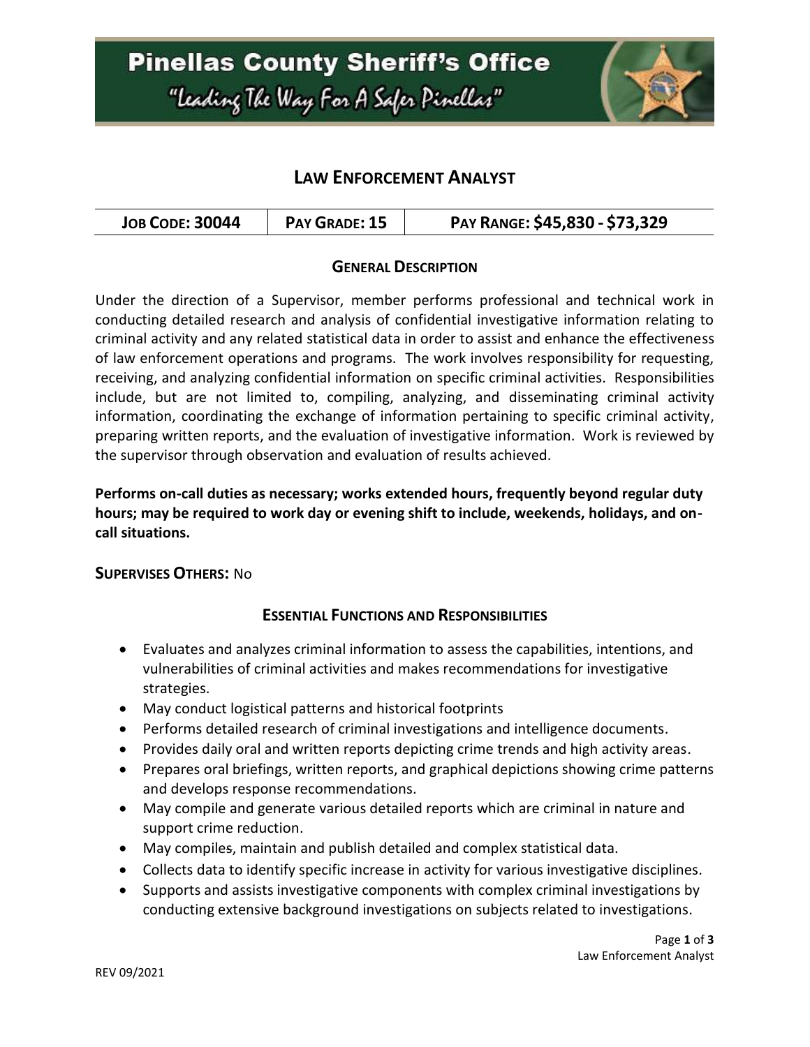# Pinellas County Sheriff's Office

"Leading The Way For A Safer Pinellas"

## LAW ENFORCEMENT ANALYST

| JOB CODE: 30044 | PAY GRADE: 15 | PAY RANGE: $45,830 - $73,329 |
| --- | --- | --- |

### GENERAL DESCRIPTION

Under the direction of a Supervisor, member performs professional and technical work in conducting detailed research and analysis of confidential investigative information relating to criminal activity and any related statistical data in order to assist and enhance the effectiveness of law enforcement operations and programs. The work involves responsibility for requesting, receiving, and analyzing confidential information on specific criminal activities. Responsibilities include, but are not limited to, compiling, analyzing, and disseminating criminal activity information, coordinating the exchange of information pertaining to specific criminal activity, preparing written reports, and the evaluation of investigative information. Work is reviewed by the supervisor through observation and evaluation of results achieved.

**Performs on-call duties as necessary; works extended hours, frequently beyond regular duty hours; may be required to work day or evening shift to include, weekends, holidays, and on-call situations.**

**SUPERVISES OTHERS:** No

### ESSENTIAL FUNCTIONS AND RESPONSIBILITIES

- Evaluates and analyzes criminal information to assess the capabilities, intentions, and vulnerabilities of criminal activities and makes recommendations for investigative strategies.
- May conduct logistical patterns and historical footprints
- Performs detailed research of criminal investigations and intelligence documents.
- Provides daily oral and written reports depicting crime trends and high activity areas.
- Prepares oral briefings, written reports, and graphical depictions showing crime patterns and develops response recommendations.
- May compile and generate various detailed reports which are criminal in nature and support crime reduction.
- May compiles, maintain and publish detailed and complex statistical data.
- Collects data to identify specific increase in activity for various investigative disciplines.
- Supports and assists investigative components with complex criminal investigations by conducting extensive background investigations on subjects related to investigations.

REV 09/2021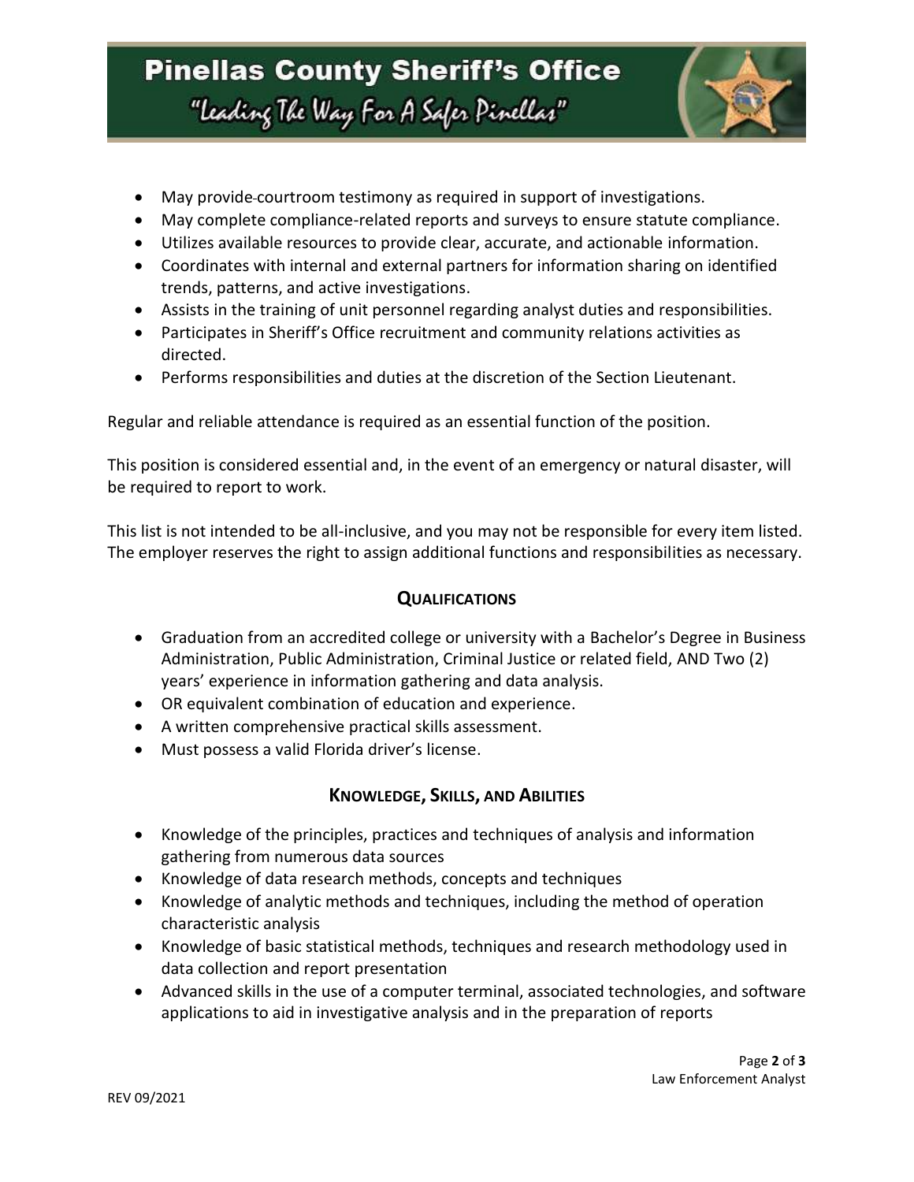- May provide courtroom testimony as required in support of investigations.
- May complete compliance-related reports and surveys to ensure statute compliance.
- Utilizes available resources to provide clear, accurate, and actionable information.
- Coordinates with internal and external partners for information sharing on identified trends, patterns, and active investigations.
- Assists in the training of unit personnel regarding analyst duties and responsibilities.
- Participates in Sheriff's Office recruitment and community relations activities as directed.
- Performs responsibilities and duties at the discretion of the Section Lieutenant.

Regular and reliable attendance is required as an essential function of the position.

This position is considered essential and, in the event of an emergency or natural disaster, will be required to report to work.

This list is not intended to be all-inclusive, and you may not be responsible for every item listed. The employer reserves the right to assign additional functions and responsibilities as necessary.

## QUALIFICATIONS

- Graduation from an accredited college or university with a Bachelor's Degree in Business Administration, Public Administration, Criminal Justice or related field, AND Two (2) years' experience in information gathering and data analysis.
- OR equivalent combination of education and experience.
- A written comprehensive practical skills assessment.
- Must possess a valid Florida driver's license.

## KNOWLEDGE, SKILLS, AND ABILITIES

- Knowledge of the principles, practices and techniques of analysis and information gathering from numerous data sources
- Knowledge of data research methods, concepts and techniques
- Knowledge of analytic methods and techniques, including the method of operation characteristic analysis
- Knowledge of basic statistical methods, techniques and research methodology used in data collection and report presentation
- Advanced skills in the use of a computer terminal, associated technologies, and software applications to aid in investigative analysis and in the preparation of reports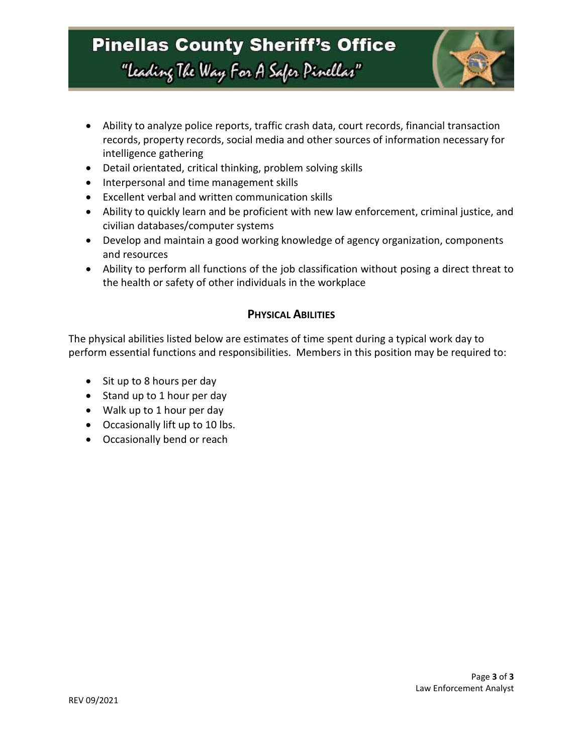- Ability to analyze police reports, traffic crash data, court records, financial transaction records, property records, social media and other sources of information necessary for intelligence gathering
- Detail orientated, critical thinking, problem solving skills
- Interpersonal and time management skills
- Excellent verbal and written communication skills
- Ability to quickly learn and be proficient with new law enforcement, criminal justice, and civilian databases/computer systems
- Develop and maintain a good working knowledge of agency organization, components and resources
- Ability to perform all functions of the job classification without posing a direct threat to the health or safety of other individuals in the workplace

## PHYSICAL ABILITIES

The physical abilities listed below are estimates of time spent during a typical work day to perform essential functions and responsibilities. Members in this position may be required to:

- Sit up to 8 hours per day
- Stand up to 1 hour per day
- Walk up to 1 hour per day
- Occasionally lift up to 10 lbs.
- Occasionally bend or reach

REV 09/2021